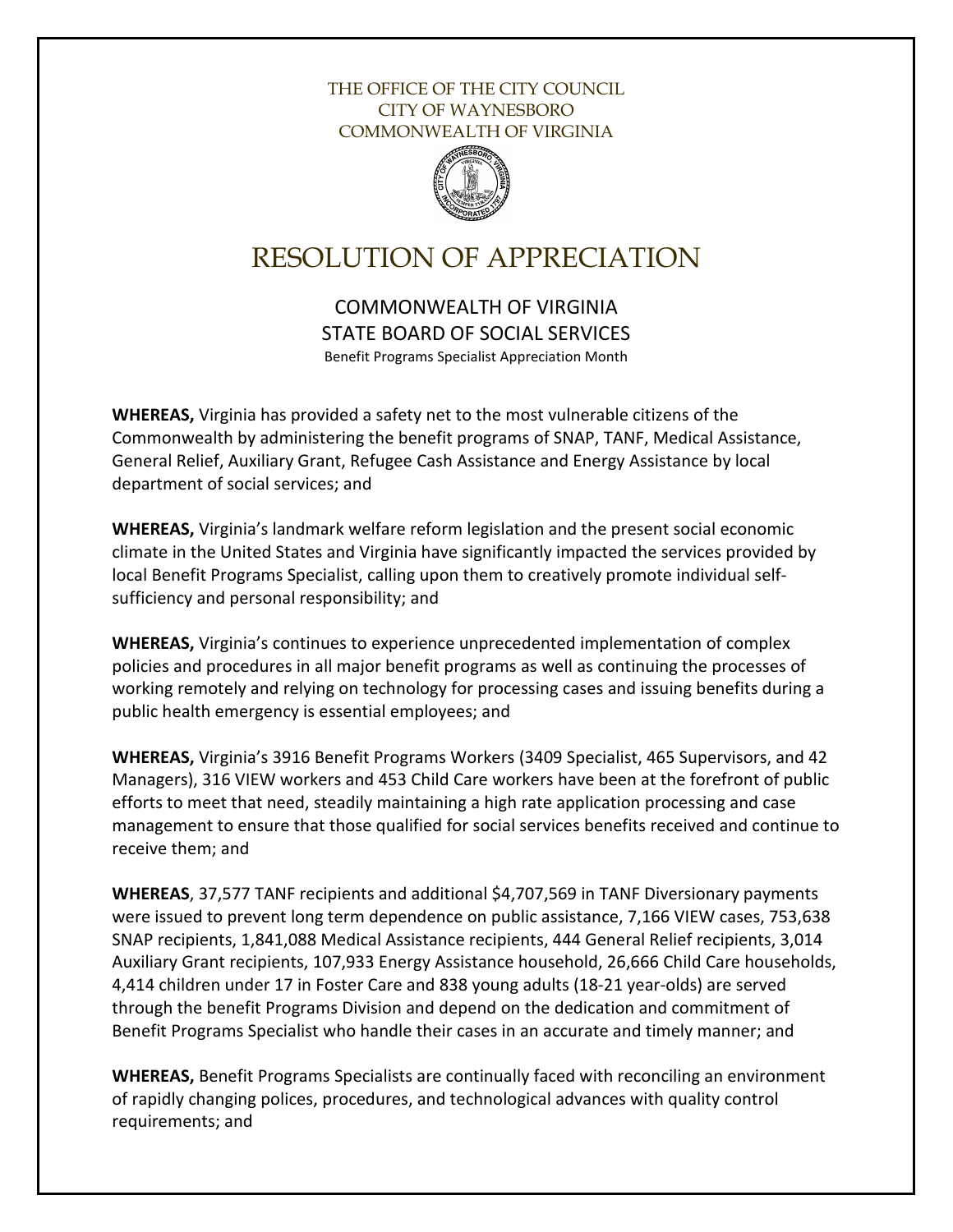THE OFFICE OF THE CITY COUNCIL
CITY OF WAYNESBORO
COMMONWEALTH OF VIRGINIA

# RESOLUTION OF APPRECIATION

## COMMONWEALTH OF VIRGINIA
## STATE BOARD OF SOCIAL SERVICES

Benefit Programs Specialist Appreciation Month

**WHEREAS,** Virginia has provided a safety net to the most vulnerable citizens of the Commonwealth by administering the benefit programs of SNAP, TANF, Medical Assistance, General Relief, Auxiliary Grant, Refugee Cash Assistance and Energy Assistance by local department of social services; and

**WHEREAS,** Virginia's landmark welfare reform legislation and the present social economic climate in the United States and Virginia have significantly impacted the services provided by local Benefit Programs Specialist, calling upon them to creatively promote individual self-sufficiency and personal responsibility; and

**WHEREAS,** Virginia's continues to experience unprecedented implementation of complex policies and procedures in all major benefit programs as well as continuing the processes of working remotely and relying on technology for processing cases and issuing benefits during a public health emergency is essential employees; and

**WHEREAS,** Virginia's 3916 Benefit Programs Workers (3409 Specialist, 465 Supervisors, and 42 Managers), 316 VIEW workers and 453 Child Care workers have been at the forefront of public efforts to meet that need, steadily maintaining a high rate application processing and case management to ensure that those qualified for social services benefits received and continue to receive them; and

**WHEREAS**, 37,577 TANF recipients and additional $4,707,569 in TANF Diversionary payments were issued to prevent long term dependence on public assistance, 7,166 VIEW cases, 753,638 SNAP recipients, 1,841,088 Medical Assistance recipients, 444 General Relief recipients, 3,014 Auxiliary Grant recipients, 107,933 Energy Assistance household, 26,666 Child Care households, 4,414 children under 17 in Foster Care and 838 young adults (18-21 year-olds) are served through the benefit Programs Division and depend on the dedication and commitment of Benefit Programs Specialist who handle their cases in an accurate and timely manner; and

**WHEREAS,** Benefit Programs Specialists are continually faced with reconciling an environment of rapidly changing polices, procedures, and technological advances with quality control requirements; and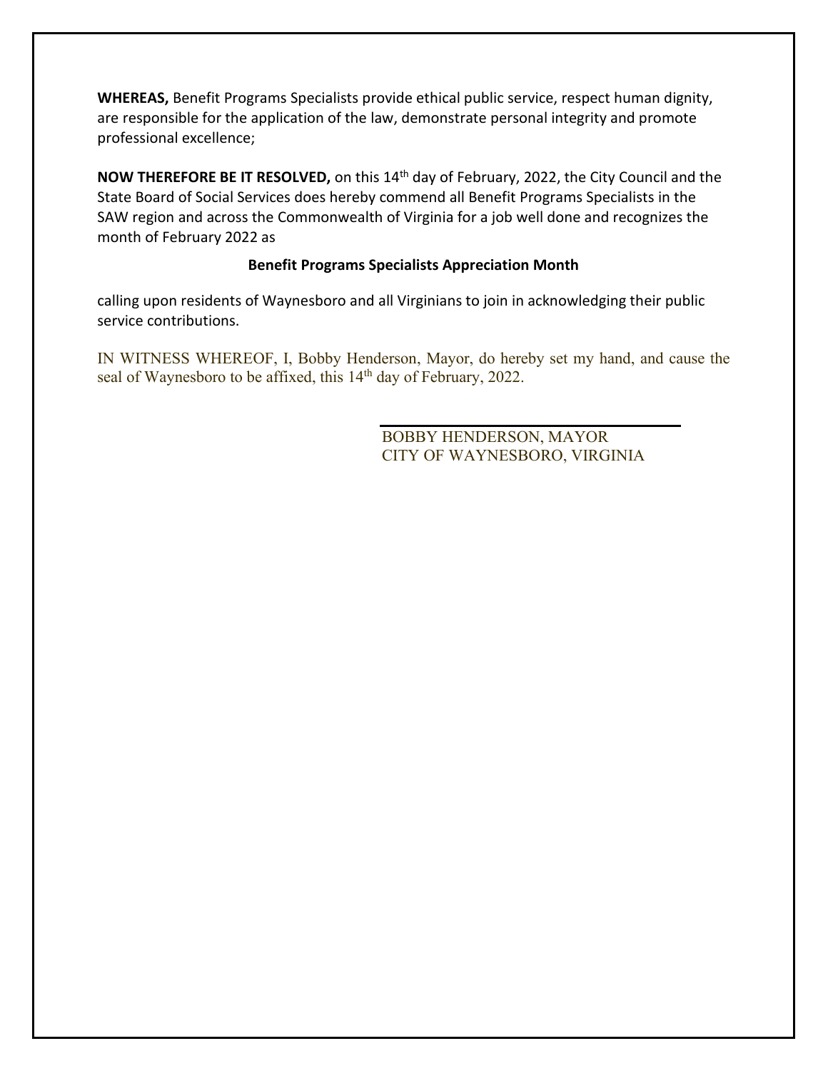**WHEREAS,** Benefit Programs Specialists provide ethical public service, respect human dignity, are responsible for the application of the law, demonstrate personal integrity and promote professional excellence;

**NOW THEREFORE BE IT RESOLVED,** on this 14th day of February, 2022, the City Council and the State Board of Social Services does hereby commend all Benefit Programs Specialists in the SAW region and across the Commonwealth of Virginia for a job well done and recognizes the month of February 2022 as

**Benefit Programs Specialists Appreciation Month**

calling upon residents of Waynesboro and all Virginians to join in acknowledging their public service contributions.

IN WITNESS WHEREOF, I, Bobby Henderson, Mayor, do hereby set my hand, and cause the seal of Waynesboro to be affixed, this 14th day of February, 2022.

BOBBY HENDERSON, MAYOR
CITY OF WAYNESBORO, VIRGINIA